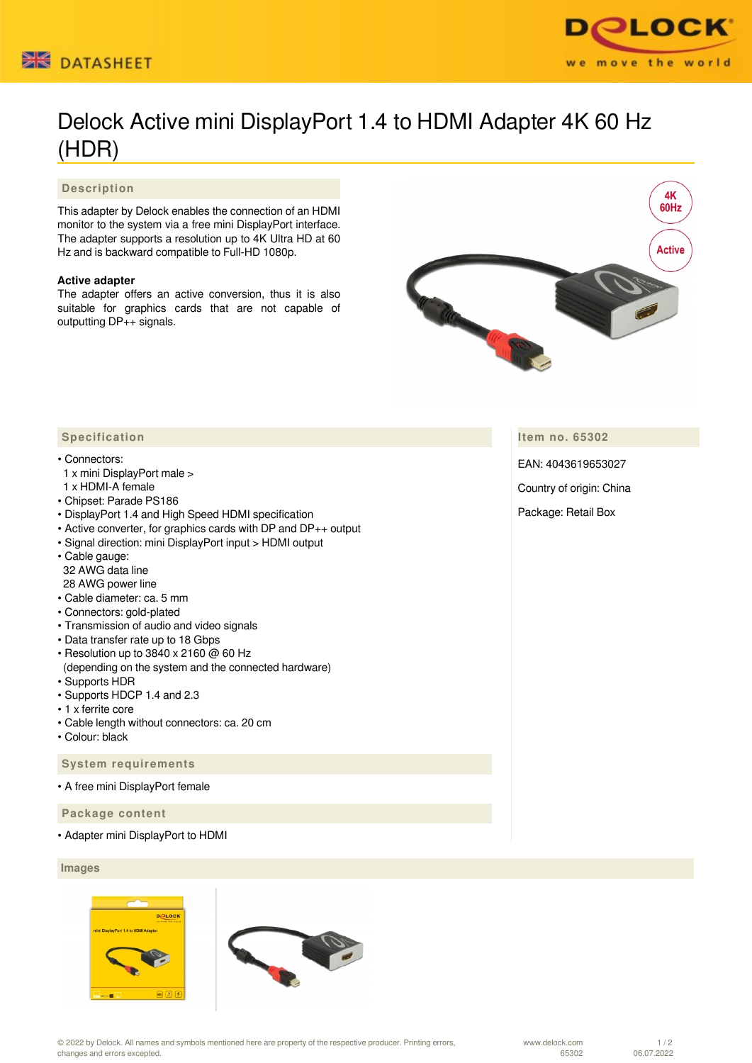# Delock Active mini DisplayPort 1.4 to HDMI Adapter 4K 60 Hz (HDR)

## Description

This adapter by Delock enables the connection of an HDMI monitor to the system via a free mini DisplayPort interface. The adapter supports a resolution up to 4K Ultra HD at 60 Hz and is backward compatible to Full-HD 1080p.

**Active adapter**
The adapter offers an active conversion, thus it is also suitable for graphics cards that are not capable of outputting DP++ signals.

## Specification

- Connectors:
  1 x mini DisplayPort male >
  1 x HDMI-A female
- Chipset: Parade PS186
- DisplayPort 1.4 and High Speed HDMI specification
- Active converter, for graphics cards with DP and DP++ output
- Signal direction: mini DisplayPort input > HDMI output
- Cable gauge:
  32 AWG data line
  28 AWG power line
- Cable diameter: ca. 5 mm
- Connectors: gold-plated
- Transmission of audio and video signals
- Data transfer rate up to 18 Gbps
- Resolution up to 3840 x 2160 @ 60 Hz
  (depending on the system and the connected hardware)
- Supports HDR
- Supports HDCP 1.4 and 2.3
- 1 x ferrite core
- Cable length without connectors: ca. 20 cm
- Colour: black

## System requirements

- A free mini DisplayPort female

## Package content

- Adapter mini DisplayPort to HDMI

## Item no. 65302

EAN: 4043619653027

Country of origin: China

Package: Retail Box

## Images

© 2022 by Delock. All names and symbols mentioned here are property of the respective producer. Printing errors, changes and errors excepted.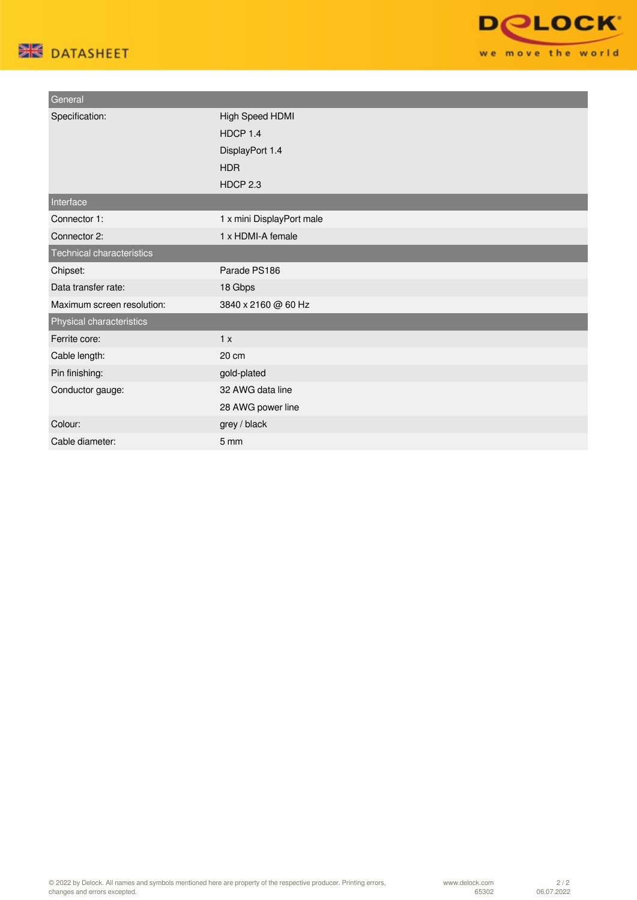| | |
|---|---|
| **General** | |
| Specification: | High Speed HDMI |
| | HDCP 1.4 |
| | DisplayPort 1.4 |
| | HDR |
| | HDCP 2.3 |
| **Interface** | |
| Connector 1: | 1 x mini DisplayPort male |
| Connector 2: | 1 x HDMI-A female |
| **Technical characteristics** | |
| Chipset: | Parade PS186 |
| Data transfer rate: | 18 Gbps |
| Maximum screen resolution: | 3840 x 2160 @ 60 Hz |
| **Physical characteristics** | |
| Ferrite core: | 1 x |
| Cable length: | 20 cm |
| Pin finishing: | gold-plated |
| Conductor gauge: | 32 AWG data line |
| | 28 AWG power line |
| Colour: | grey / black |
| Cable diameter: | 5 mm |

© 2022 by Delock. All names and symbols mentioned here are property of the respective producer. Printing errors, changes and errors excepted.

www.delock.com
65302
06.07.2022